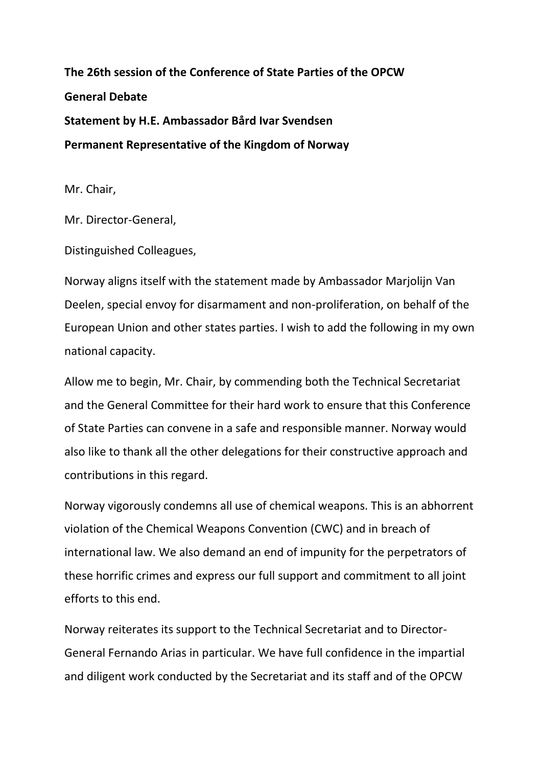**The 26th session of the Conference of State Parties of the OPCW**

**General Debate**

**Statement by H.E. Ambassador Bård Ivar Svendsen**

**Permanent Representative of the Kingdom of Norway**

Mr. Chair,

Mr. Director-General,

Distinguished Colleagues,

Norway aligns itself with the statement made by Ambassador Marjolijn Van Deelen, special envoy for disarmament and non-proliferation, on behalf of the European Union and other states parties. I wish to add the following in my own national capacity.

Allow me to begin, Mr. Chair, by commending both the Technical Secretariat and the General Committee for their hard work to ensure that this Conference of State Parties can convene in a safe and responsible manner. Norway would also like to thank all the other delegations for their constructive approach and contributions in this regard.

Norway vigorously condemns all use of chemical weapons. This is an abhorrent violation of the Chemical Weapons Convention (CWC) and in breach of international law. We also demand an end of impunity for the perpetrators of these horrific crimes and express our full support and commitment to all joint efforts to this end.

Norway reiterates its support to the Technical Secretariat and to Director-General Fernando Arias in particular. We have full confidence in the impartial and diligent work conducted by the Secretariat and its staff and of the OPCW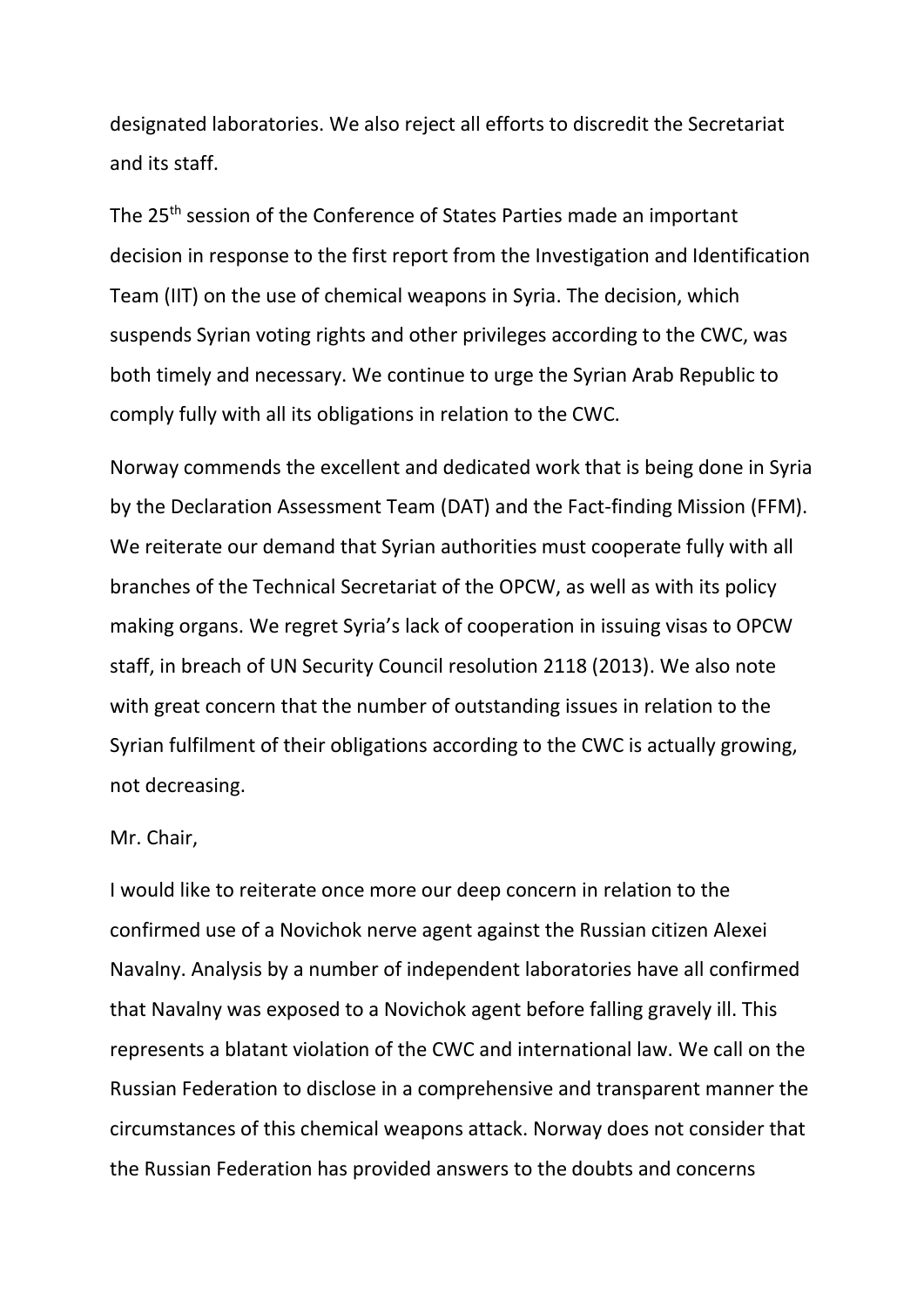designated laboratories. We also reject all efforts to discredit the Secretariat and its staff.

The 25th session of the Conference of States Parties made an important decision in response to the first report from the Investigation and Identification Team (IIT) on the use of chemical weapons in Syria. The decision, which suspends Syrian voting rights and other privileges according to the CWC, was both timely and necessary. We continue to urge the Syrian Arab Republic to comply fully with all its obligations in relation to the CWC.

Norway commends the excellent and dedicated work that is being done in Syria by the Declaration Assessment Team (DAT) and the Fact-finding Mission (FFM). We reiterate our demand that Syrian authorities must cooperate fully with all branches of the Technical Secretariat of the OPCW, as well as with its policy making organs. We regret Syria's lack of cooperation in issuing visas to OPCW staff, in breach of UN Security Council resolution 2118 (2013). We also note with great concern that the number of outstanding issues in relation to the Syrian fulfilment of their obligations according to the CWC is actually growing, not decreasing.

Mr. Chair,

I would like to reiterate once more our deep concern in relation to the confirmed use of a Novichok nerve agent against the Russian citizen Alexei Navalny. Analysis by a number of independent laboratories have all confirmed that Navalny was exposed to a Novichok agent before falling gravely ill. This represents a blatant violation of the CWC and international law. We call on the Russian Federation to disclose in a comprehensive and transparent manner the circumstances of this chemical weapons attack. Norway does not consider that the Russian Federation has provided answers to the doubts and concerns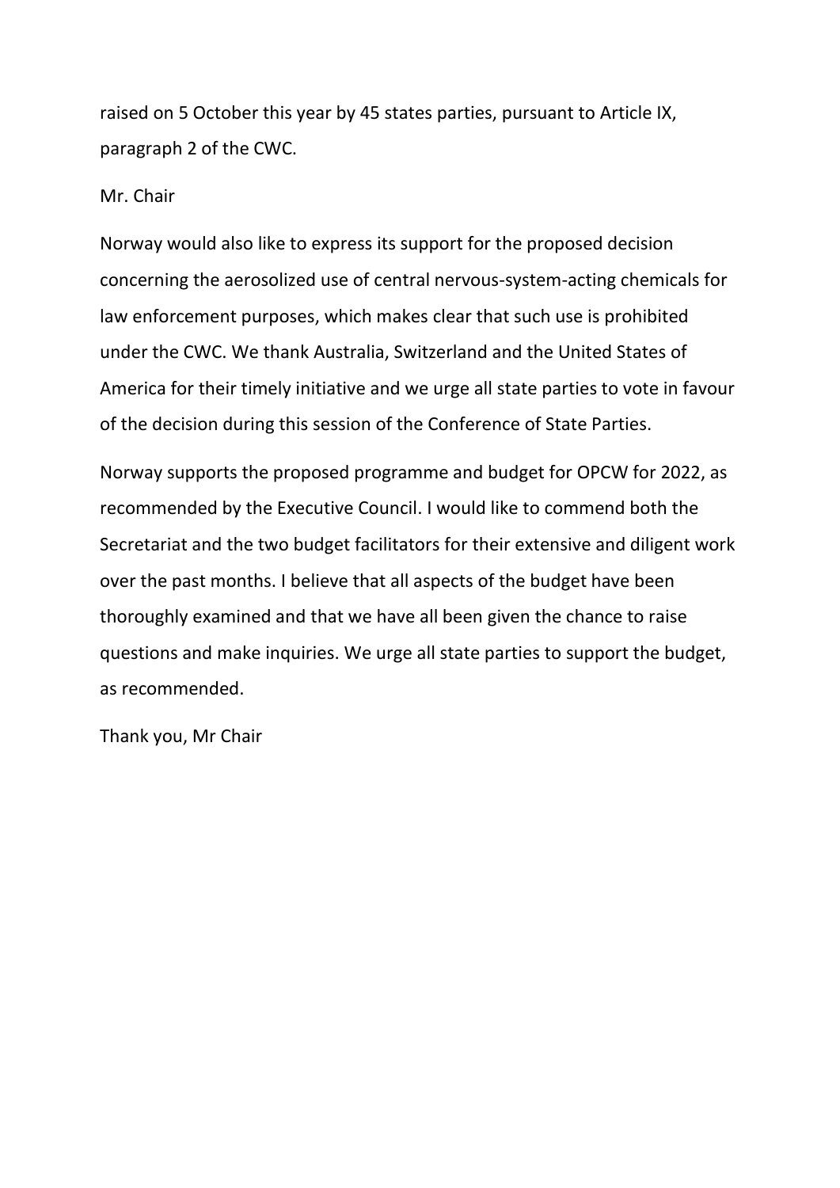raised on 5 October this year by 45 states parties, pursuant to Article IX, paragraph 2 of the CWC.

Mr. Chair

Norway would also like to express its support for the proposed decision concerning the aerosolized use of central nervous-system-acting chemicals for law enforcement purposes, which makes clear that such use is prohibited under the CWC. We thank Australia, Switzerland and the United States of America for their timely initiative and we urge all state parties to vote in favour of the decision during this session of the Conference of State Parties.

Norway supports the proposed programme and budget for OPCW for 2022, as recommended by the Executive Council. I would like to commend both the Secretariat and the two budget facilitators for their extensive and diligent work over the past months. I believe that all aspects of the budget have been thoroughly examined and that we have all been given the chance to raise questions and make inquiries. We urge all state parties to support the budget, as recommended.

Thank you, Mr Chair